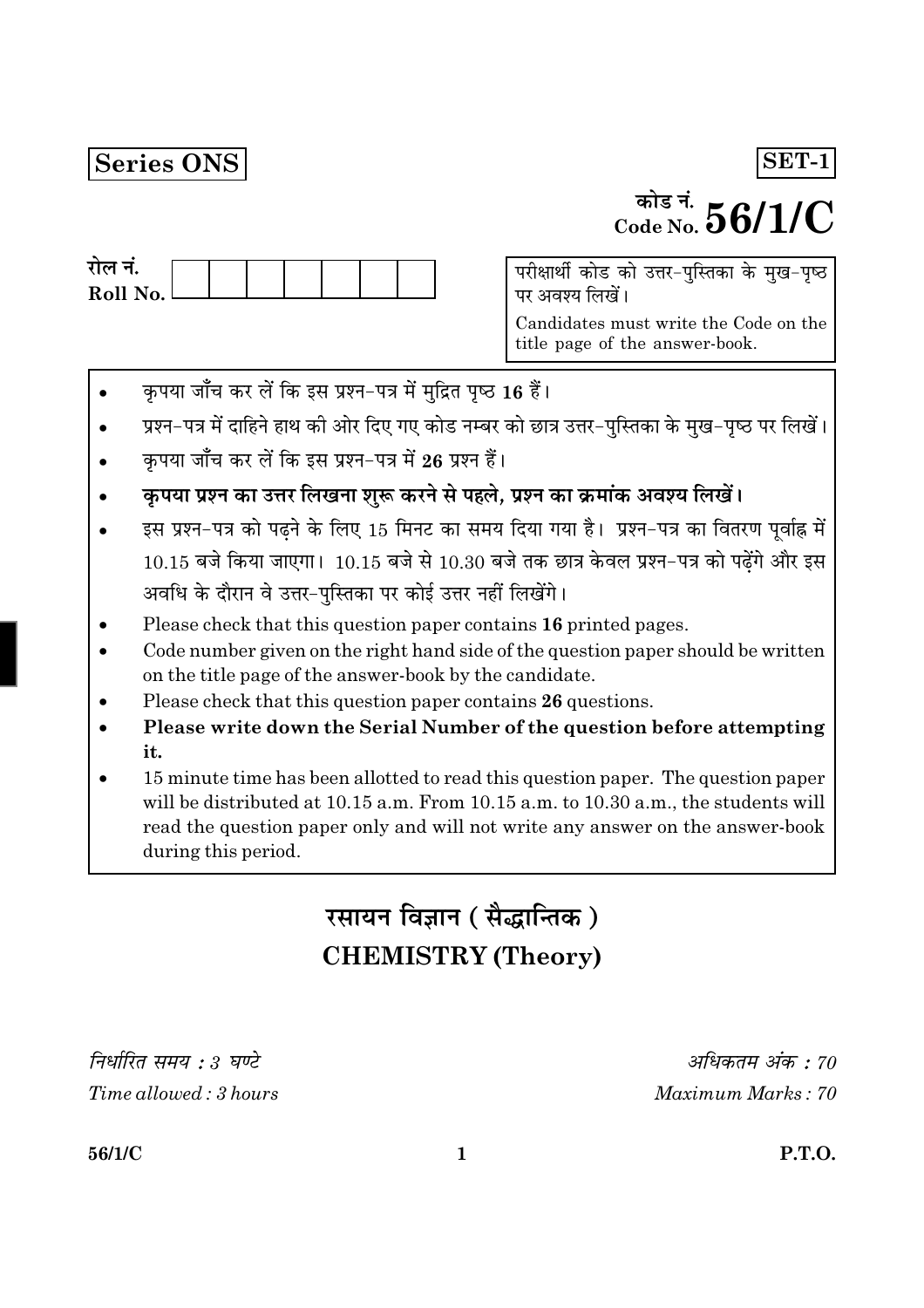**Series ONS**

**SET-1**

कोड नं.
Code No. **56/1/C**

रोल नं.
Roll No. | | | | | | | |

परीक्षार्थी कोड को उत्तर-पुस्तिका के मुख-पृष्ठ पर अवश्य लिखें।

Candidates must write the Code on the title page of the answer-book.

- कृपया जाँच कर लें कि इस प्रश्न-पत्र में मुद्रित पृष्ठ **16** हैं।
- प्रश्न-पत्र में दाहिने हाथ की ओर दिए गए कोड नम्बर को छात्र उत्तर-पुस्तिका के मुख-पृष्ठ पर लिखें।
- कृपया जाँच कर लें कि इस प्रश्न-पत्र में **26** प्रश्न हैं।
- **कृपया प्रश्न का उत्तर लिखना शुरू करने से पहले, प्रश्न का क्रमांक अवश्य लिखें।**
- इस प्रश्न-पत्र को पढ़ने के लिए 15 मिनट का समय दिया गया है। प्रश्न-पत्र का वितरण पूर्वाह्न में 10.15 बजे किया जाएगा। 10.15 बजे से 10.30 बजे तक छात्र केवल प्रश्न-पत्र को पढ़ेंगे और इस अवधि के दौरान वे उत्तर-पुस्तिका पर कोई उत्तर नहीं लिखेंगे।
- Please check that this question paper contains **16** printed pages.
- Code number given on the right hand side of the question paper should be written on the title page of the answer-book by the candidate.
- Please check that this question paper contains **26** questions.
- **Please write down the Serial Number of the question before attempting it.**
- 15 minute time has been allotted to read this question paper. The question paper will be distributed at 10.15 a.m. From 10.15 a.m. to 10.30 a.m., the students will read the question paper only and will not write any answer on the answer-book during this period.

# रसायन विज्ञान ( सैद्धान्तिक )
# CHEMISTRY (Theory)

*निर्धारित समय : 3 घण्टे*
*Time allowed : 3 hours*

*अधिकतम अंक : 70*
*Maximum Marks : 70*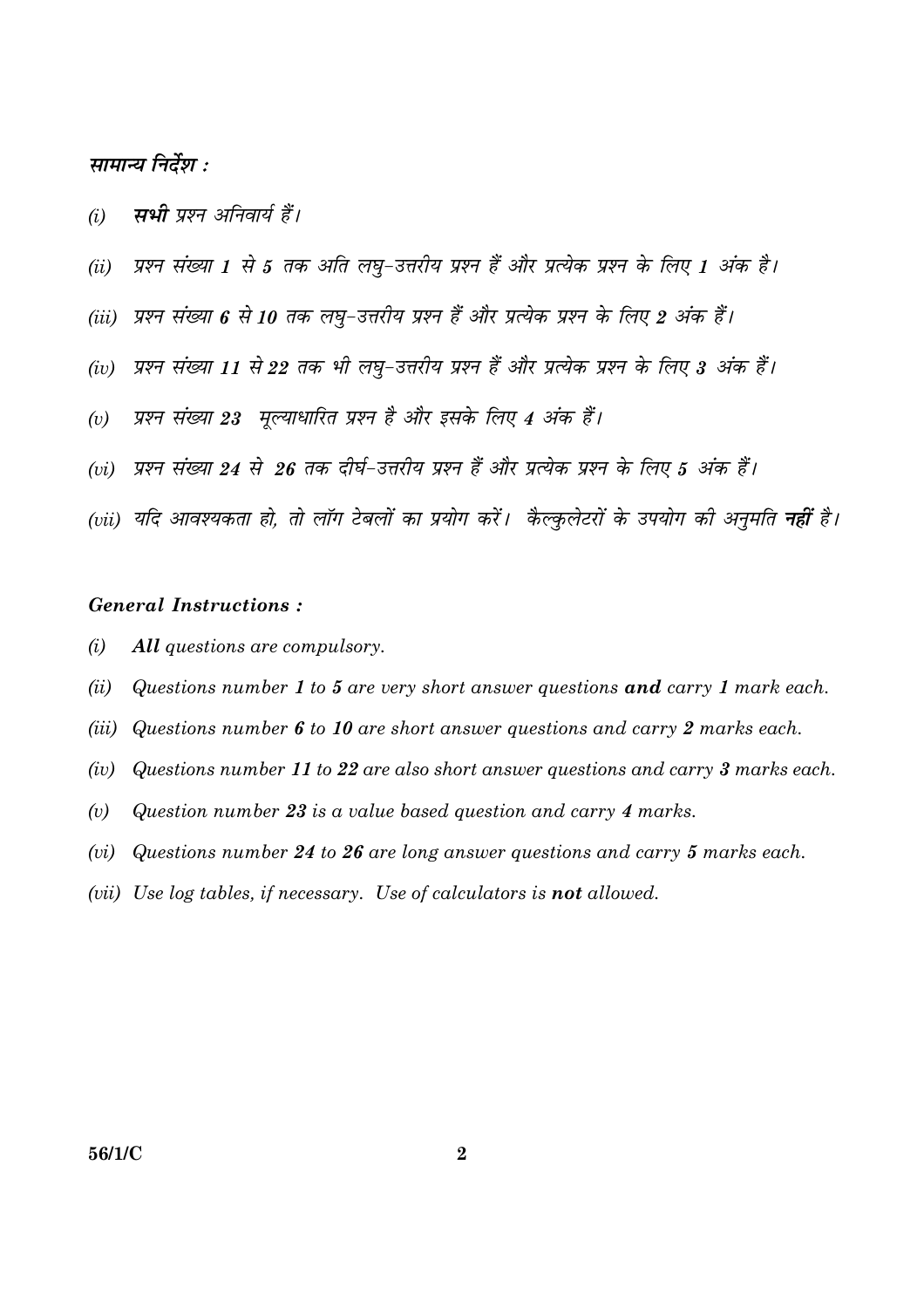**सामान्य निर्देश :**

*(i)* ***सभी*** *प्रश्न अनिवार्य हैं।*

*(ii)* *प्रश्न संख्या **1** से **5** तक अति लघु-उत्तरीय प्रश्न हैं और प्रत्येक प्रश्न के लिए **1** अंक है।*

*(iii)* *प्रश्न संख्या **6** से **10** तक लघु-उत्तरीय प्रश्न हैं और प्रत्येक प्रश्न के लिए **2** अंक हैं।*

*(iv)* *प्रश्न संख्या **11** से **22** तक भी लघु-उत्तरीय प्रश्न हैं और प्रत्येक प्रश्न के लिए **3** अंक हैं।*

*(v)* *प्रश्न संख्या **23** मूल्याधारित प्रश्न है और इसके लिए **4** अंक हैं।*

*(vi)* *प्रश्न संख्या **24** से **26** तक दीर्घ-उत्तरीय प्रश्न हैं और प्रत्येक प्रश्न के लिए **5** अंक हैं।*

*(vii)* *यदि आवश्यकता हो, तो लॉग टेबलों का प्रयोग करें। कैल्कुलेटरों के उपयोग की अनुमति **नहीं** है।*

**General Instructions :**

*(i)* ***All*** *questions are compulsory.*

*(ii)* *Questions number **1** to **5** are very short answer questions **and** carry **1** mark each.*

*(iii)* *Questions number **6** to **10** are short answer questions and carry **2** marks each.*

*(iv)* *Questions number **11** to **22** are also short answer questions and carry **3** marks each.*

*(v)* *Question number **23** is a value based question and carry **4** marks.*

*(vi)* *Questions number **24** to **26** are long answer questions and carry **5** marks each.*

*(vii)* *Use log tables, if necessary. Use of calculators is **not** allowed.*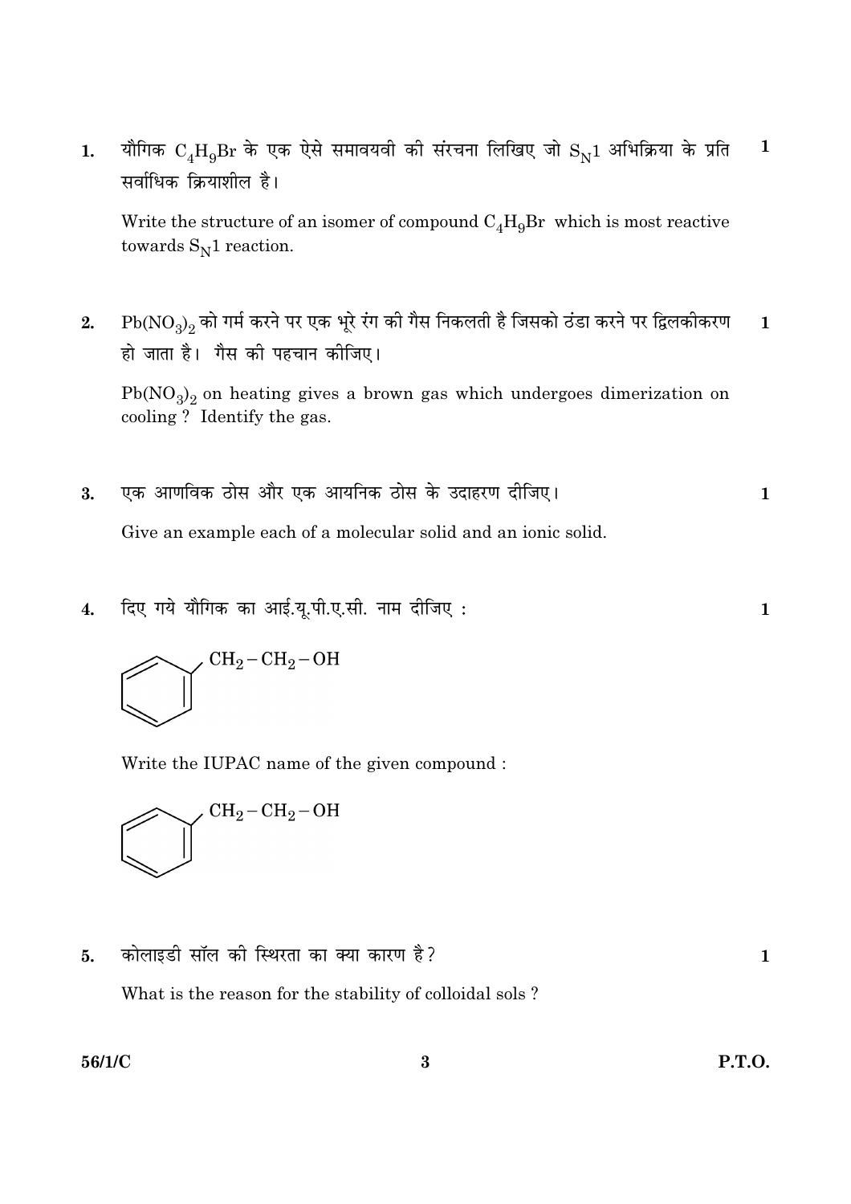1. यौगिक $C_4H_9Br$ के एक ऐसे समावयवी की संरचना लिखिए जो $S_N1$ अभिक्रिया के प्रति सर्वाधिक क्रियाशील है। **1**

   Write the structure of an isomer of compound $C_4H_9Br$ which is most reactive towards $S_N1$ reaction.

2. $Pb(NO_3)_2$ को गर्म करने पर एक भूरे रंग की गैस निकलती है जिसको ठंडा करने पर द्विलकीकरण हो जाता है। गैस की पहचान कीजिए। **1**

   $Pb(NO_3)_2$ on heating gives a brown gas which undergoes dimerization on cooling ? Identify the gas.

3. एक आणविक ठोस और एक आयनिक ठोस के उदाहरण दीजिए। **1**

   Give an example each of a molecular solid and an ionic solid.

4. दिए गये यौगिक का आई.यू.पी.ए.सी. नाम दीजिए : **1**

   $C_6H_5-CH_2-CH_2-OH$

   Write the IUPAC name of the given compound :

   $C_6H_5-CH_2-CH_2-OH$

5. कोलाइडी सॉल की स्थिरता का क्या कारण है? **1**

   What is the reason for the stability of colloidal sols ?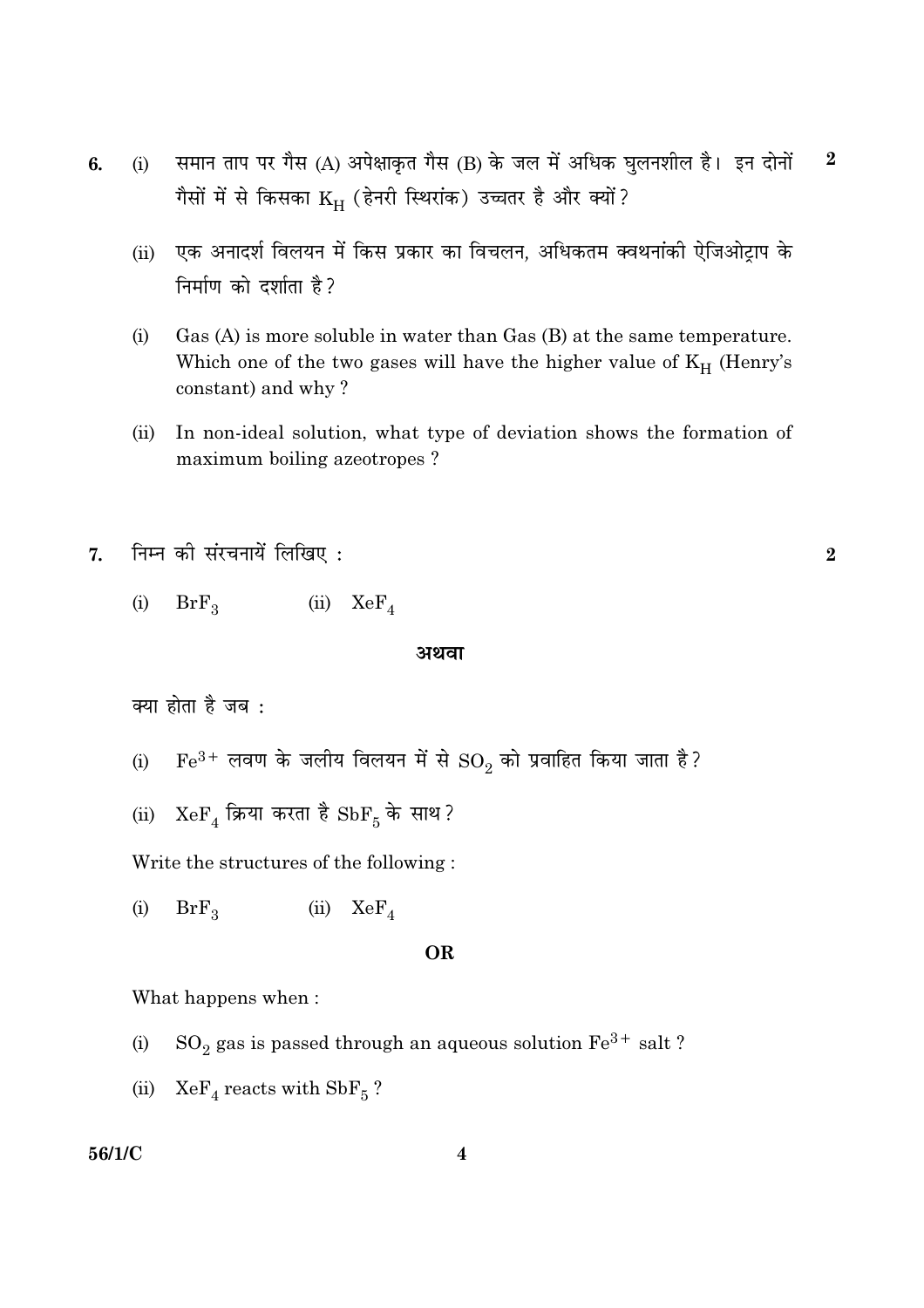6. (i) समान ताप पर गैस (A) अपेक्षाकृत गैस (B) के जल में अधिक घुलनशील है। इन दोनों गैसों में से किसका $K_H$ (हेनरी स्थिरांक) उच्चतर है और क्यों? **2**

   (ii) एक अनादर्श विलयन में किस प्रकार का विचलन, अधिकतम क्वथनांकी ऐजिओट्राप के निर्माण को दर्शाता है?

   (i) Gas (A) is more soluble in water than Gas (B) at the same temperature. Which one of the two gases will have the higher value of $K_H$ (Henry's constant) and why?

   (ii) In non-ideal solution, what type of deviation shows the formation of maximum boiling azeotropes?

7. निम्न की संरचनायें लिखिए : **2**

   (i) $BrF_3$ (ii) $XeF_4$

**अथवा**

क्या होता है जब :

(i) $Fe^{3+}$ लवण के जलीय विलयन में से $SO_2$ को प्रवाहित किया जाता है?

(ii) $XeF_4$ क्रिया करता है $SbF_5$ के साथ?

Write the structures of the following :

(i) $BrF_3$ (ii) $XeF_4$

**OR**

What happens when :

(i) $SO_2$ gas is passed through an aqueous solution $Fe^{3+}$ salt?

(ii) $XeF_4$ reacts with $SbF_5$?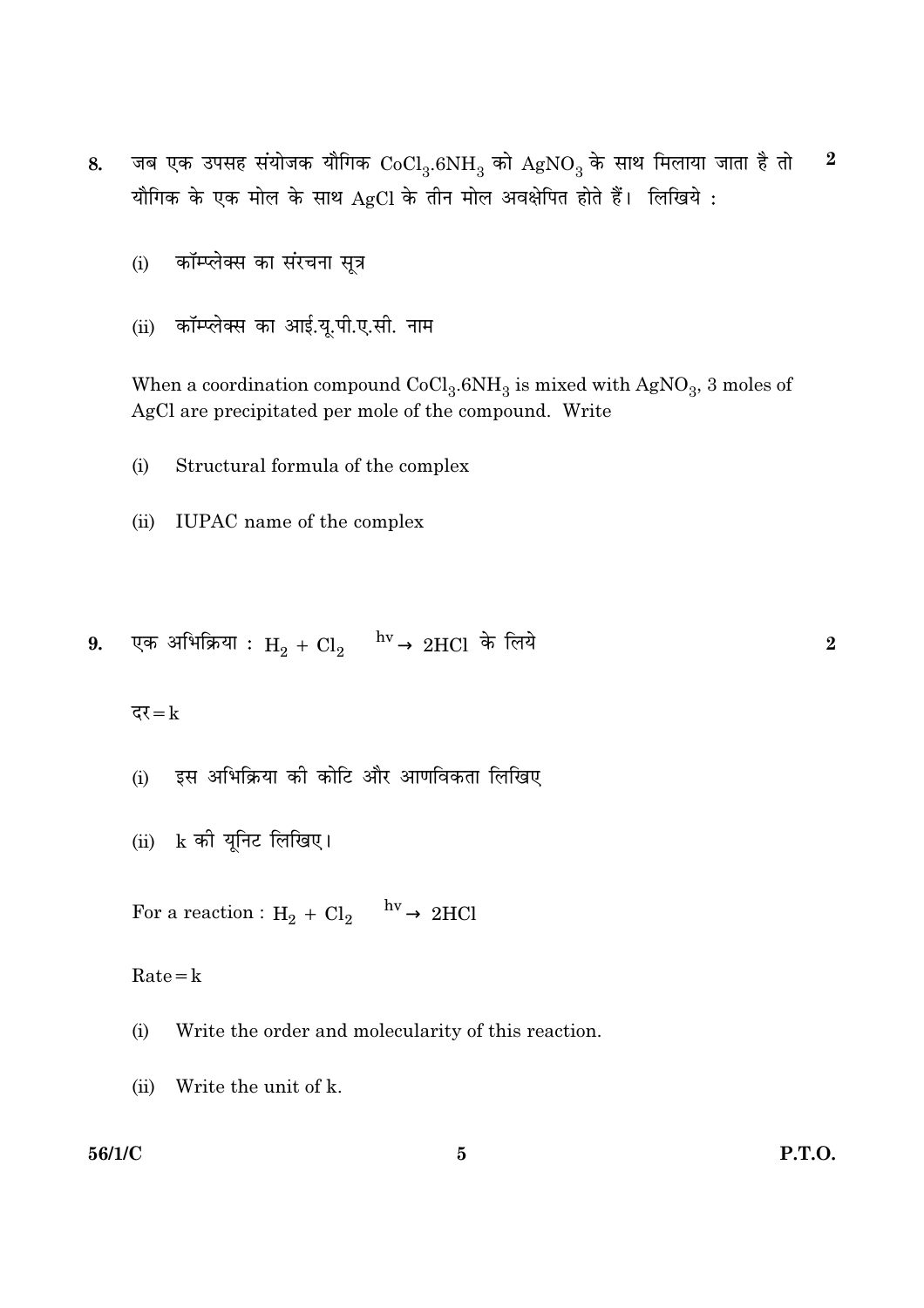**8.** जब एक उपसह संयोजक यौगिक $CoCl_3.6NH_3$ को $AgNO_3$ के साथ मिलाया जाता है तो यौगिक के एक मोल के साथ AgCl के तीन मोल अवक्षेपित होते हैं। लिखिये : **2**

(i) कॉम्प्लेक्स का संरचना सूत्र

(ii) कॉम्प्लेक्स का आई.यू.पी.ए.सी. नाम

When a coordination compound $CoCl_3.6NH_3$ is mixed with $AgNO_3$, 3 moles of AgCl are precipitated per mole of the compound. Write

(i) Structural formula of the complex

(ii) IUPAC name of the complex

**9.** एक अभिक्रिया : $H_2 + Cl_2 \xrightarrow{hv} 2HCl$ के लिये **2**

दर = k

(i) इस अभिक्रिया की कोटि और आणविकता लिखिए

(ii) k की यूनिट लिखिए।

For a reaction : $H_2 + Cl_2 \xrightarrow{hv} 2HCl$

Rate = k

(i) Write the order and molecularity of this reaction.

(ii) Write the unit of k.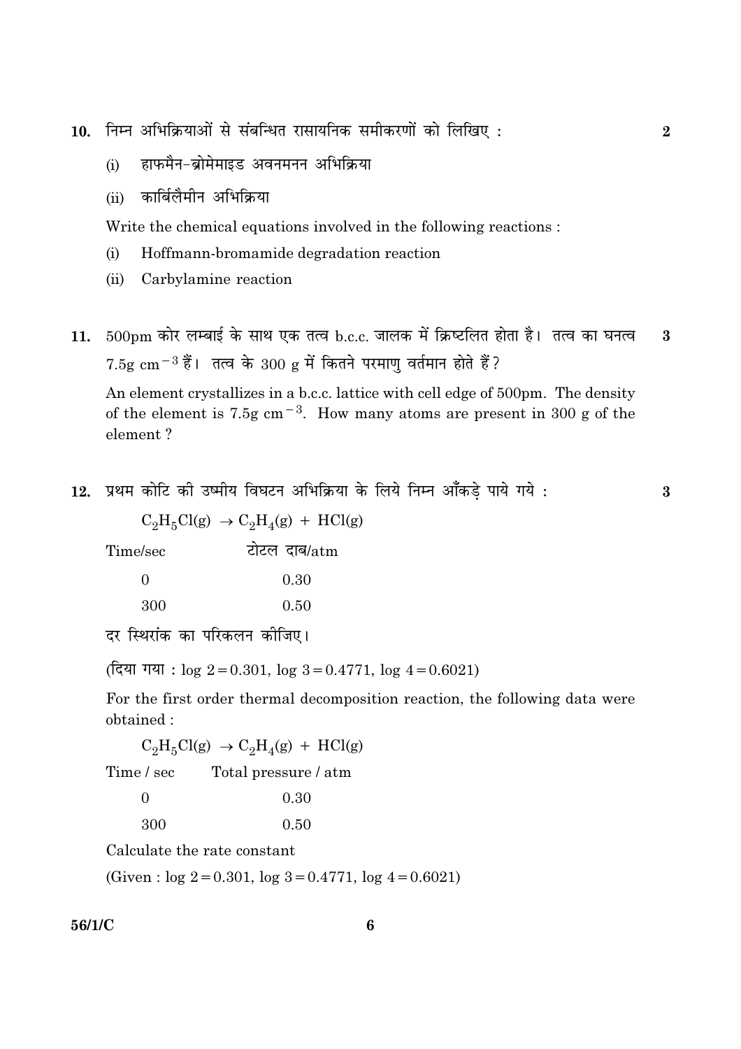**10.** निम्न अभिक्रियाओं से संबन्धित रासायनिक समीकरणों को लिखिए : **2**

(i) हाफमैन-ब्रोमेमाइड अवनमनन अभिक्रिया

(ii) कार्बिलैमीन अभिक्रिया

Write the chemical equations involved in the following reactions :

(i) Hoffmann-bromamide degradation reaction

(ii) Carbylamine reaction

**11.** 500pm कोर लम्बाई के साथ एक तत्व b.c.c. जालक में क्रिष्टलित होता है। तत्व का घनत्व $7.5 g\ cm^{-3}$ हैं। तत्व के 300 g में कितने परमाणु वर्तमान होते हैं? **3**

An element crystallizes in a b.c.c. lattice with cell edge of 500pm. The density of the element is $7.5 g\ cm^{-3}$. How many atoms are present in 300 g of the element ?

**12.** प्रथम कोटि की उष्मीय विघटन अभिक्रिया के लिये निम्न आँकड़े पाये गये : **3**

$$C_2H_5Cl(g) \rightarrow C_2H_4(g) + HCl(g)$$

| Time/sec | टोटल दाब/atm |
|---|---|
| 0 | 0.30 |
| 300 | 0.50 |

दर स्थिरांक का परिकलन कीजिए।

(दिया गया : $\log 2 = 0.301$, $\log 3 = 0.4771$, $\log 4 = 0.6021$)

For the first order thermal decomposition reaction, the following data were obtained :

$$C_2H_5Cl(g) \rightarrow C_2H_4(g) + HCl(g)$$

| Time / sec | Total pressure / atm |
|---|---|
| 0 | 0.30 |
| 300 | 0.50 |

Calculate the rate constant

(Given : $\log 2 = 0.301$, $\log 3 = 0.4771$, $\log 4 = 0.6021$)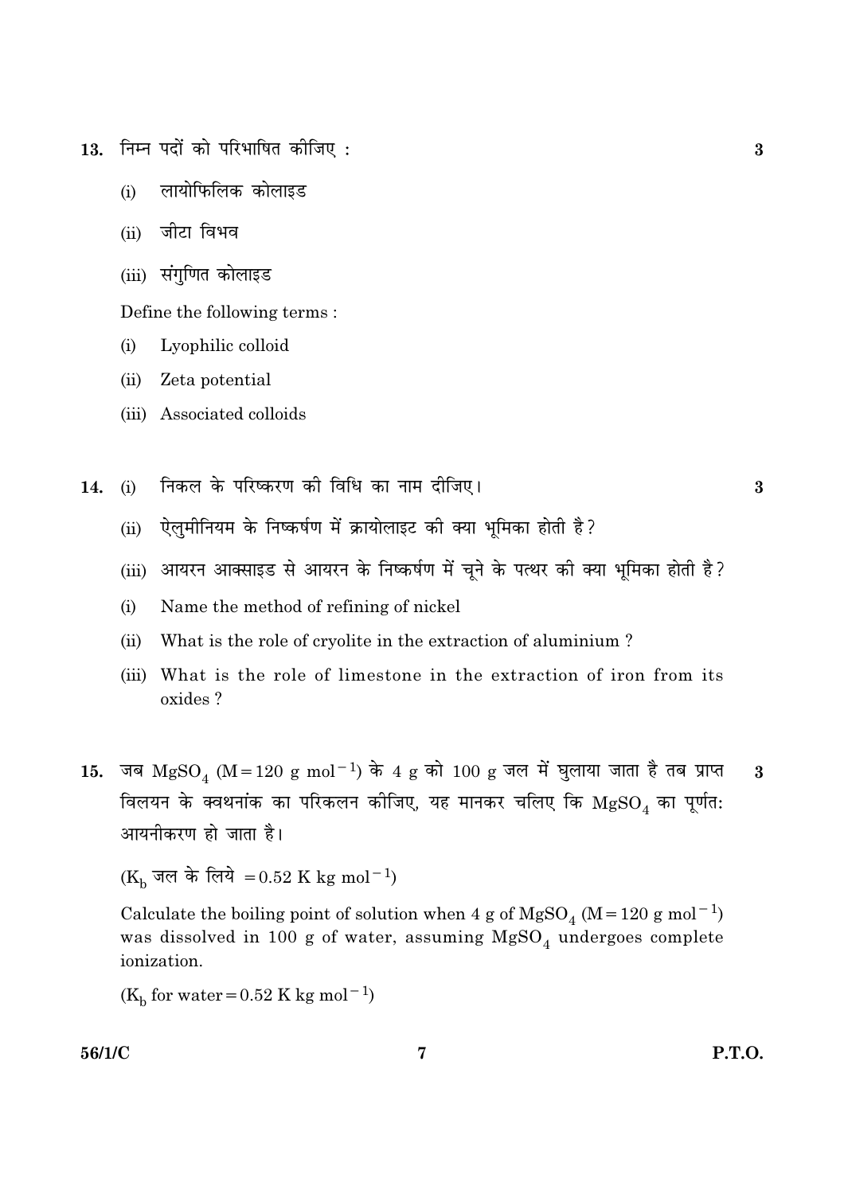**13.** निम्न पदों को परिभाषित कीजिए : **3**

(i) लायोफिलिक कोलाइड

(ii) जीटा विभव

(iii) संगुणित कोलाइड

Define the following terms :

(i) Lyophilic colloid

(ii) Zeta potential

(iii) Associated colloids

**14.** (i) निकल के परिष्करण की विधि का नाम दीजिए। **3**

(ii) ऐलुमीनियम के निष्कर्षण में क्रायोलाइट की क्या भूमिका होती है ?

(iii) आयरन आक्साइड से आयरन के निष्कर्षण में चूने के पत्थर की क्या भूमिका होती है ?

(i) Name the method of refining of nickel

(ii) What is the role of cryolite in the extraction of aluminium ?

(iii) What is the role of limestone in the extraction of iron from its oxides ?

**15.** जब $MgSO_4$ ($M = 120 \text{ g mol}^{-1}$) के 4 g को 100 g जल में घुलाया जाता है तब प्राप्त विलयन के क्वथनांक का परिकलन कीजिए, यह मानकर चलिए कि $MgSO_4$ का पूर्णत: आयनीकरण हो जाता है। **3**

($K_b$ जल के लिये $= 0.52 \text{ K kg mol}^{-1}$)

Calculate the boiling point of solution when 4 g of $MgSO_4$ ($M = 120 \text{ g mol}^{-1}$) was dissolved in 100 g of water, assuming $MgSO_4$ undergoes complete ionization.

($K_b$ for water $= 0.52 \text{ K kg mol}^{-1}$)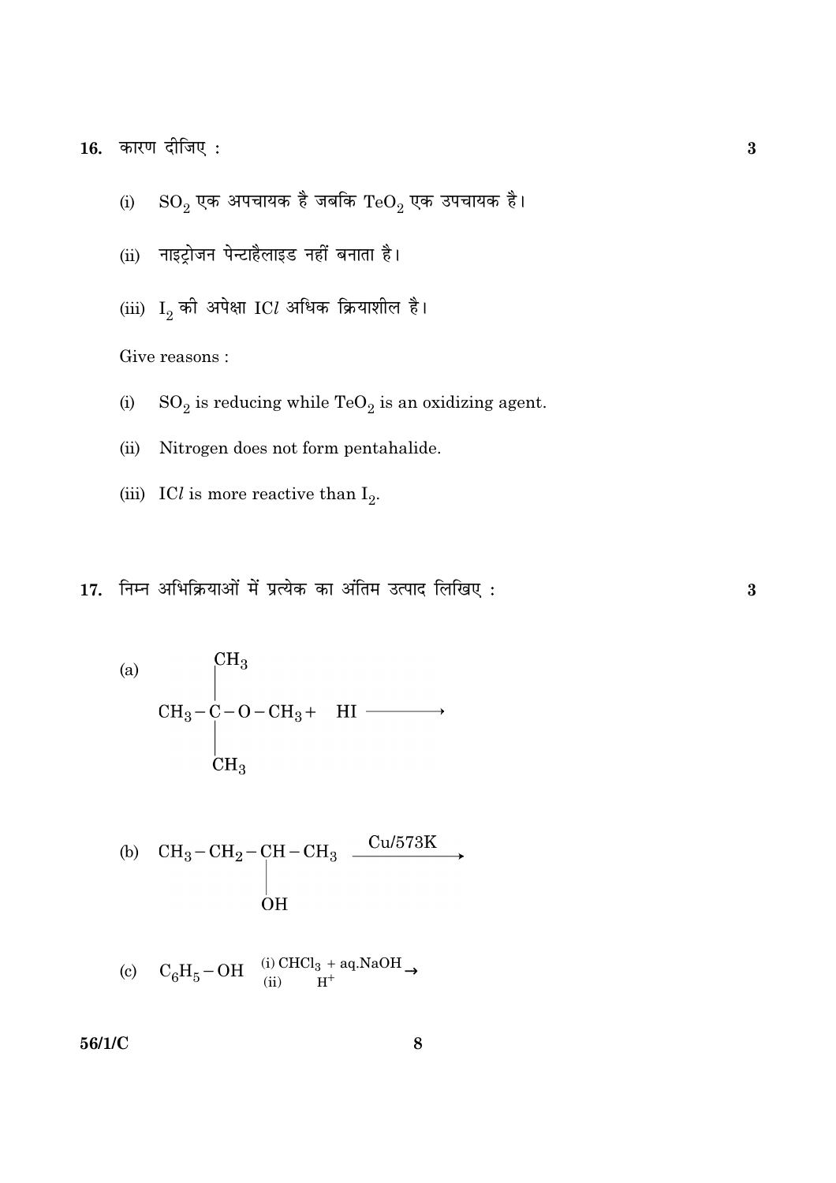**16.** कारण दीजिए : **3**

(i) $SO_2$ एक अपचायक है जबकि $TeO_2$ एक उपचायक है।

(ii) नाइट्रोजन पेन्टाहैलाइड नहीं बनाता है।

(iii) $I_2$ की अपेक्षा $ICl$ अधिक क्रियाशील है।

Give reasons :

(i) $SO_2$ is reducing while $TeO_2$ is an oxidizing agent.

(ii) Nitrogen does not form pentahalide.

(iii) $ICl$ is more reactive than $I_2$.

**17.** निम्न अभिक्रियाओं में प्रत्येक का अंतिम उत्पाद लिखिए : **3**

(a)
$$CH_3-\underset{\underset{CH_3}{|}}{\overset{\overset{CH_3}{|}}{C}}-O-CH_3 + HI \longrightarrow$$

(b)
$$CH_3-CH_2-\underset{\underset{OH}{|}}{CH}-CH_3 \xrightarrow{Cu/573K}$$

(c)
$$C_6H_5-OH \xrightarrow[\text{(ii) } H^+]{\text{(i) } CHCl_3 + aq.NaOH}$$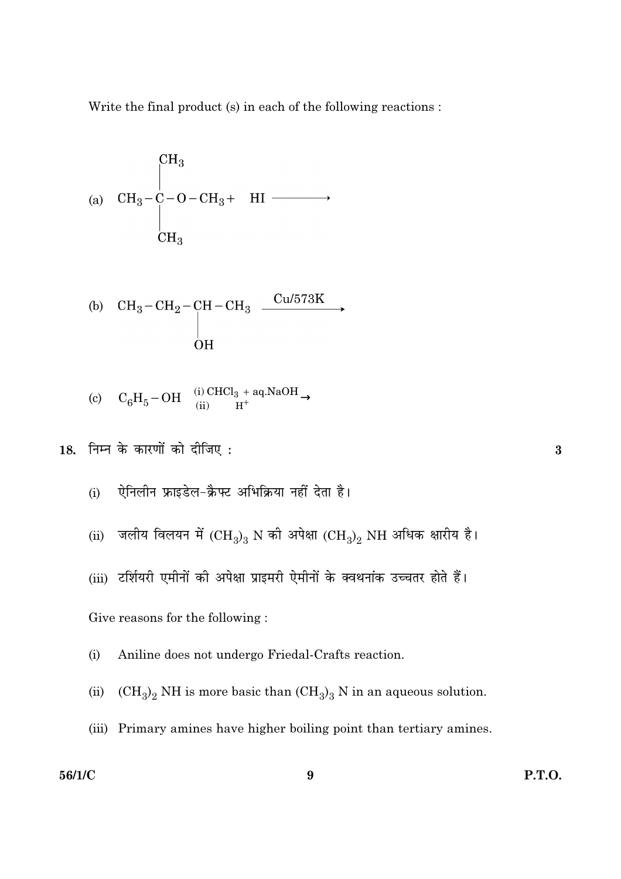Write the final product (s) in each of the following reactions :

(a) $$CH_3-\underset{\underset{CH_3}{|}}{\overset{\overset{CH_3}{|}}{C}}-O-CH_3 + HI \longrightarrow$$

(b) $$CH_3-CH_2-\underset{\underset{OH}{|}}{CH}-CH_3 \xrightarrow{Cu/573K}$$

(c) $$C_6H_5-OH \xrightarrow[\text{(ii)} \quad H^+]{\text{(i)}\ CHCl_3\ +\ aq.NaOH}$$

**18.** निम्न के कारणों को दीजिए : **3**

(i) ऐनिलीन फ्राइडेल-क्रैफ्ट अभिक्रिया नहीं देता है।

(ii) जलीय विलयन में $(CH_3)_3$ N की अपेक्षा $(CH_3)_2$ NH अधिक क्षारीय है।

(iii) टर्शियरी एमीनों की अपेक्षा प्राइमरी ऐमीनों के क्वथनांक उच्चतर होते हैं।

Give reasons for the following :

(i) Aniline does not undergo Friedal-Crafts reaction.

(ii) $(CH_3)_2$ NH is more basic than $(CH_3)_3$ N in an aqueous solution.

(iii) Primary amines have higher boiling point than tertiary amines.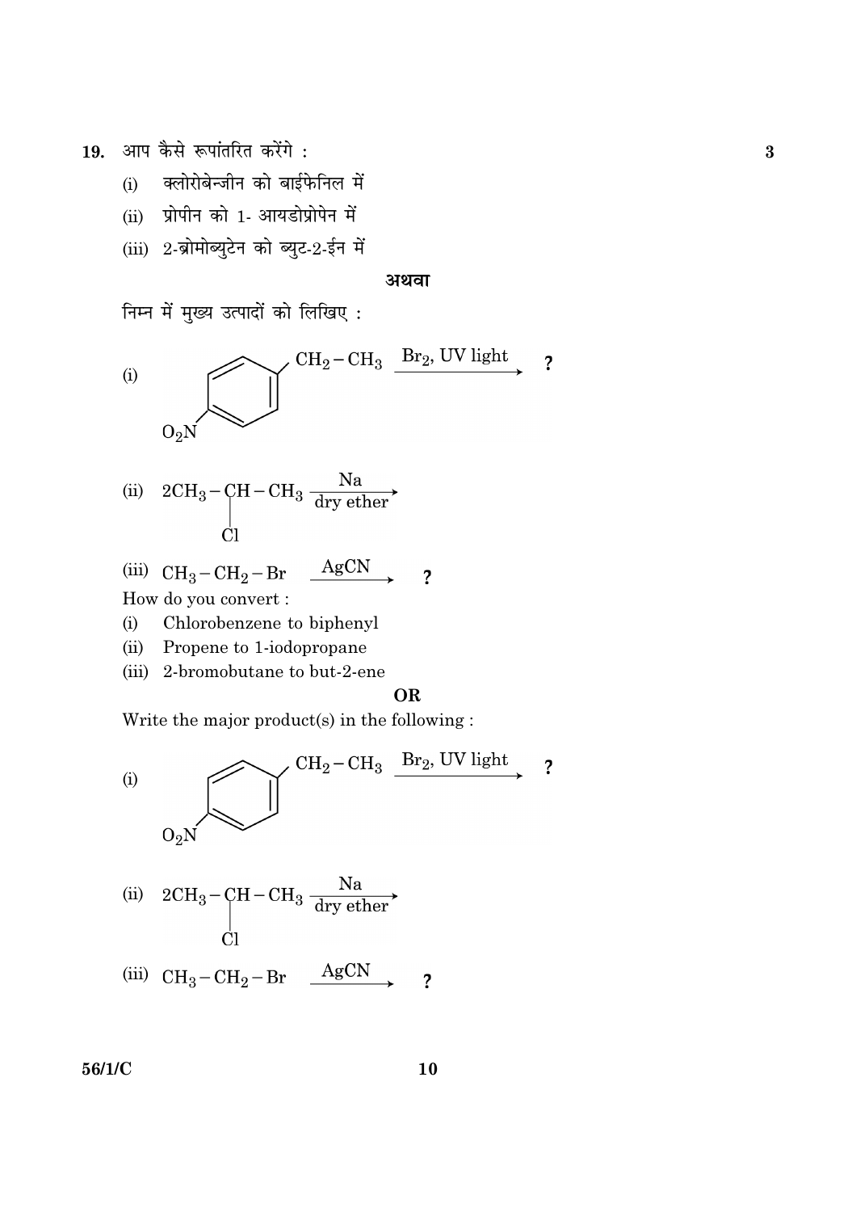**19.** आप कैसे रूपांतरित करेंगे : **3**

(i) क्लोरोबेन्जीन को बाईफेनिल में

(ii) प्रोपीन को 1- आयडोप्रोपेन में

(iii) 2-ब्रोमोब्युटेन को ब्युट-2-ईन में

**अथवा**

निम्न में मुख्य उत्पादों को लिखिए :

(i) $O_2N-C_6H_4-CH_2-CH_3 \xrightarrow{Br_2,\text{ UV light}}$ ? (p-nitroethylbenzene)

(ii) $2CH_3-\underset{\underset{Cl}{|}}{CH}-CH_3 \xrightarrow[\text{dry ether}]{Na}$

(iii) $CH_3-CH_2-Br \xrightarrow{AgCN}$ ?

How do you convert :

(i) Chlorobenzene to biphenyl

(ii) Propene to 1-iodopropane

(iii) 2-bromobutane to but-2-ene

**OR**

Write the major product(s) in the following :

(i) $O_2N-C_6H_4-CH_2-CH_3 \xrightarrow{Br_2,\text{ UV light}}$ ? (p-nitroethylbenzene)

(ii) $2CH_3-\underset{\underset{Cl}{|}}{CH}-CH_3 \xrightarrow[\text{dry ether}]{Na}$

(iii) $CH_3-CH_2-Br \xrightarrow{AgCN}$ ?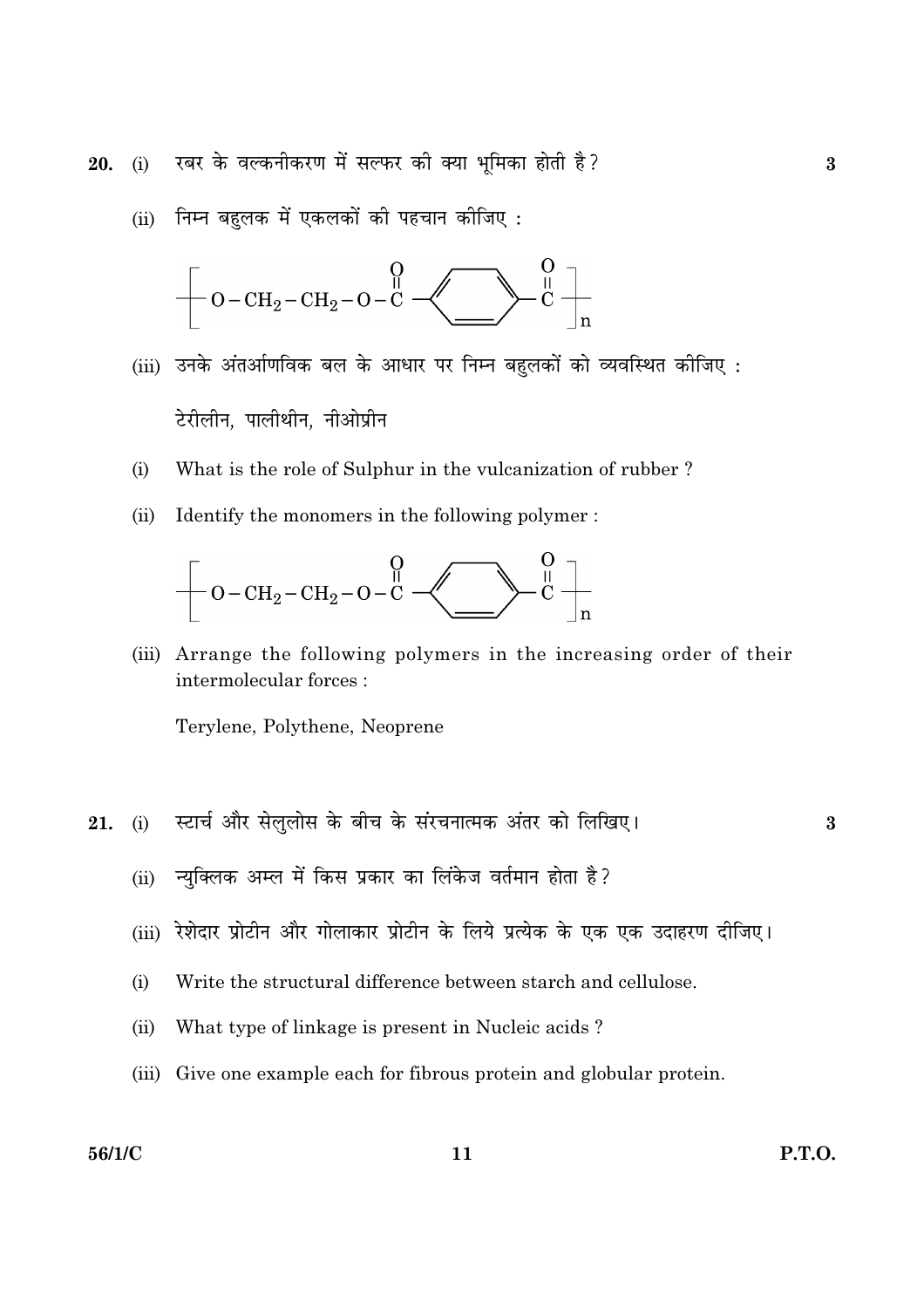**20.** (i) रबर के वल्कनीकरण में सल्फर की क्या भूमिका होती है? **3**

(ii) निम्न बहुलक में एकलकों की पहचान कीजिए :

$$\left[ O-CH_2-CH_2-O-\overset{\overset{O}{\|}}{C}-C_6H_4-\overset{\overset{O}{\|}}{C} \right]_n$$

(iii) उनके अंतर्आणविक बल के आधार पर निम्न बहुलकों को व्यवस्थित कीजिए :

टेरीलीन, पालीथीन, नीओप्रीन

(i) What is the role of Sulphur in the vulcanization of rubber ?

(ii) Identify the monomers in the following polymer :

$$\left[ O-CH_2-CH_2-O-\overset{\overset{O}{\|}}{C}-C_6H_4-\overset{\overset{O}{\|}}{C} \right]_n$$

(iii) Arrange the following polymers in the increasing order of their intermolecular forces :

Terylene, Polythene, Neoprene

**21.** (i) स्टार्च और सेलुलोस के बीच के संरचनात्मक अंतर को लिखिए। **3**

(ii) न्युक्लिक अम्ल में किस प्रकार का लिंकेज वर्तमान होता है?

(iii) रेशेदार प्रोटीन और गोलाकार प्रोटीन के लिये प्रत्येक के एक एक उदाहरण दीजिए।

(i) Write the structural difference between starch and cellulose.

(ii) What type of linkage is present in Nucleic acids ?

(iii) Give one example each for fibrous protein and globular protein.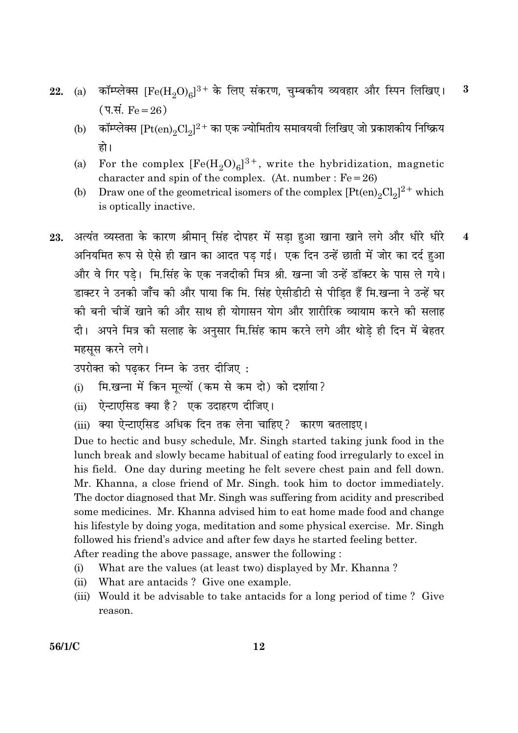**22.** (a) कॉम्प्लेक्स $[Fe(H_2O)_6]^{3+}$ के लिए संकरण, चुम्बकीय व्यवहार और स्पिन लिखिए। (प.सं. Fe = 26) **3**

(b) कॉम्प्लेक्स $[Pt(en)_2Cl_2]^{2+}$ का एक ज्योमितीय समावयवी लिखिए जो प्रकाशकीय निष्क्रिय हो।

(a) For the complex $[Fe(H_2O)_6]^{3+}$, write the hybridization, magnetic character and spin of the complex. (At. number : Fe = 26)

(b) Draw one of the geometrical isomers of the complex $[Pt(en)_2Cl_2]^{2+}$ which is optically inactive.

**23.** अत्यंत व्यस्तता के कारण श्रीमान् सिंह दोपहर में सड़ा हुआ खाना खाने लगे और धीरे धीरे अनियमित रूप से ऐसे ही खान का आदत पड़ गई। एक दिन उन्हें छाती में जोर का दर्द हुआ और वे गिर पड़े। मि.सिंह के एक नजदीकी मित्र श्री. खन्ना जी उन्हें डॉक्टर के पास ले गये। डाक्टर ने उनकी जाँच की और पाया कि मि. सिंह ऐसीडीटी से पीड़ित हैं मि.खन्ना ने उन्हें घर की बनी चीजें खाने की और साथ ही योगासन योग और शारीरिक व्यायाम करने की सलाह दी। अपने मित्र की सलाह के अनुसार मि.सिंह काम करने लगे और थोड़े ही दिन में बेहतर महसूस करने लगे। **4**

उपरोक्त को पढ़कर निम्न के उत्तर दीजिए :

(i) मि.खन्ना में किन मूल्यों (कम से कम दो) को दर्शाया?

(ii) ऐन्टाएसिड क्या है? एक उदाहरण दीजिए।

(iii) क्या ऐन्टाएसिड अधिक दिन तक लेना चाहिए? कारण बतलाइए।

Due to hectic and busy schedule, Mr. Singh started taking junk food in the lunch break and slowly became habitual of eating food irregularly to excel in his field. One day during meeting he felt severe chest pain and fell down. Mr. Khanna, a close friend of Mr. Singh. took him to doctor immediately. The doctor diagnosed that Mr. Singh was suffering from acidity and prescribed some medicines. Mr. Khanna advised him to eat home made food and change his lifestyle by doing yoga, meditation and some physical exercise. Mr. Singh followed his friend's advice and after few days he started feeling better.

After reading the above passage, answer the following :

(i) What are the values (at least two) displayed by Mr. Khanna ?

(ii) What are antacids ? Give one example.

(iii) Would it be advisable to take antacids for a long period of time ? Give reason.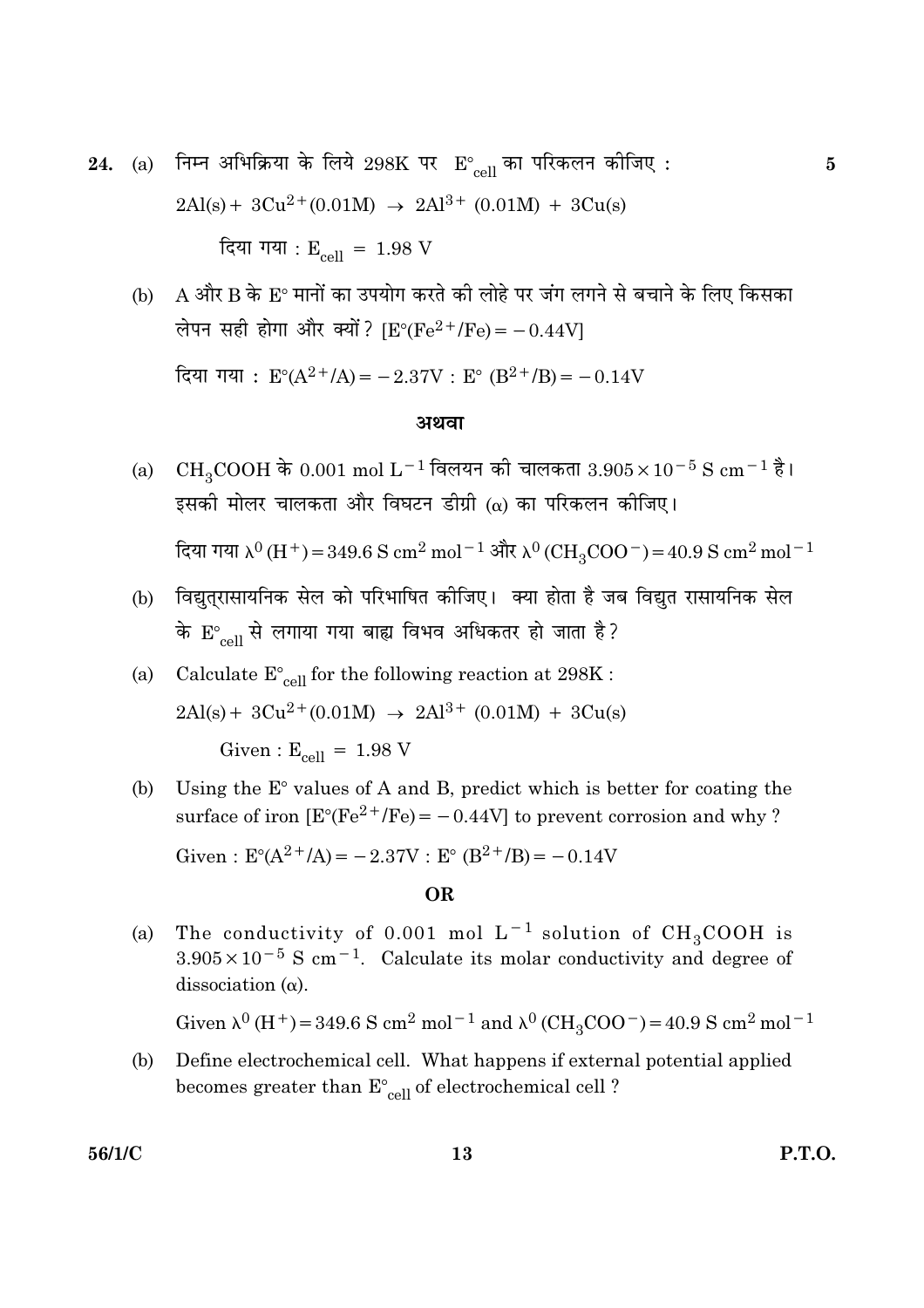24. (a) निम्न अभिक्रिया के लिये 298K पर $E^\circ_{cell}$ का परिकलन कीजिए : **5**

$2Al(s) + 3Cu^{2+}(0.01M) \rightarrow 2Al^{3+}(0.01M) + 3Cu(s)$

दिया गया : $E_{cell} = 1.98$ V

(b) A और B के E° मानों का उपयोग करते की लोहे पर जंग लगने से बचाने के लिए किसका लेपन सही होगा और क्यों? $[E^\circ(Fe^{2+}/Fe) = -0.44V]$

दिया गया : $E^\circ(A^{2+}/A) = -2.37V$ : $E^\circ(B^{2+}/B) = -0.14V$

**अथवा**

(a) $CH_3COOH$ के 0.001 mol $L^{-1}$ विलयन की चालकता $3.905 \times 10^{-5}$ S $cm^{-1}$ है। इसकी मोलर चालकता और विघटन डीग्री (α) का परिकलन कीजिए।

दिया गया $\lambda^0(H^+) = 349.6$ S $cm^2$ $mol^{-1}$ और $\lambda^0(CH_3COO^-) = 40.9$ S $cm^2$ $mol^{-1}$

(b) विद्युत्रासायनिक सेल को परिभाषित कीजिए। क्या होता है जब विद्युत रासायनिक सेल के $E^\circ_{cell}$ से लगाया गया बाह्य विभव अधिकतर हो जाता है?

(a) Calculate $E^\circ_{cell}$ for the following reaction at 298K :

$2Al(s) + 3Cu^{2+}(0.01M) \rightarrow 2Al^{3+}(0.01M) + 3Cu(s)$

Given : $E_{cell} = 1.98$ V

(b) Using the E° values of A and B, predict which is better for coating the surface of iron $[E^\circ(Fe^{2+}/Fe) = -0.44V]$ to prevent corrosion and why ?

Given : $E^\circ(A^{2+}/A) = -2.37V$ : $E^\circ(B^{2+}/B) = -0.14V$

**OR**

(a) The conductivity of 0.001 mol $L^{-1}$ solution of $CH_3COOH$ is $3.905 \times 10^{-5}$ S $cm^{-1}$. Calculate its molar conductivity and degree of dissociation (α).

Given $\lambda^0(H^+) = 349.6$ S $cm^2$ $mol^{-1}$ and $\lambda^0(CH_3COO^-) = 40.9$ S $cm^2$ $mol^{-1}$

(b) Define electrochemical cell. What happens if external potential applied becomes greater than $E^\circ_{cell}$ of electrochemical cell ?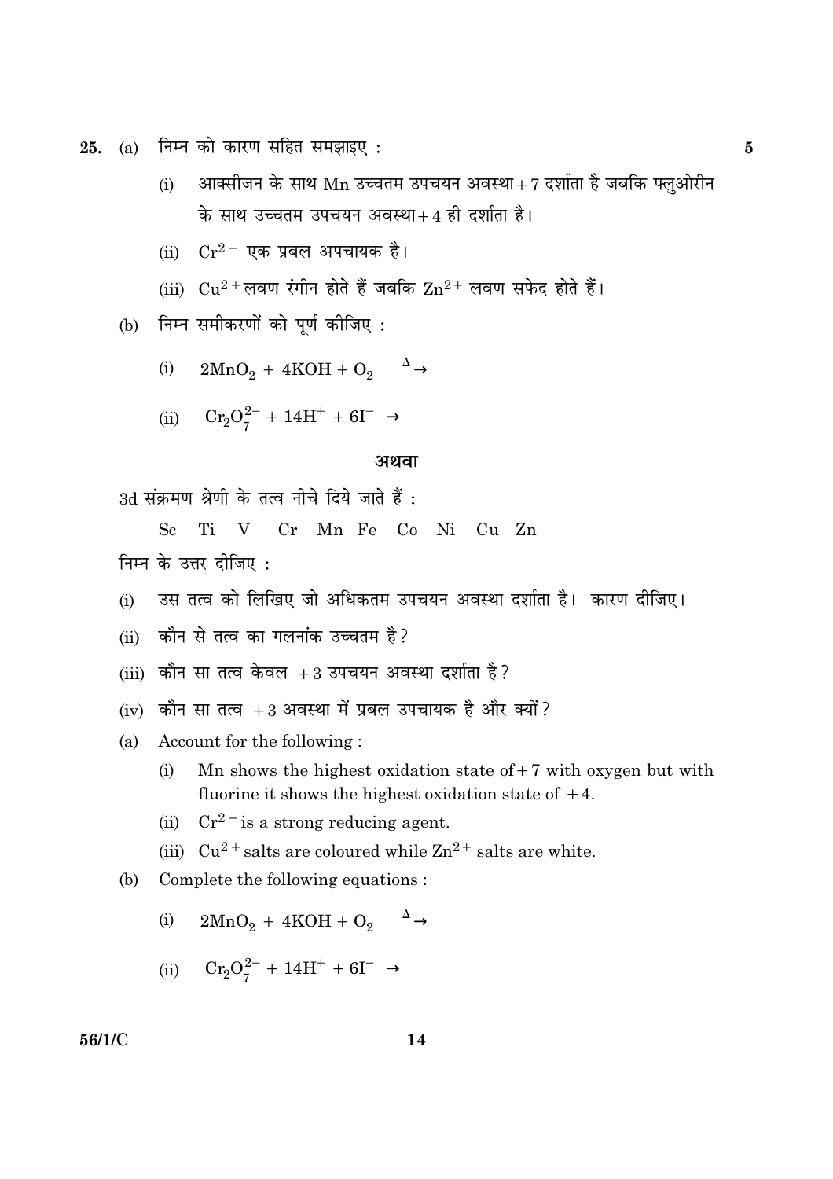25. (a) निम्न को कारण सहित समझाइए : **5**

(i) आक्सीजन के साथ Mn उच्चतम उपचयन अवस्था + 7 दर्शाता है जबकि फ्लुओरीन के साथ उच्चतम उपचयन अवस्था + 4 ही दर्शाता है।

(ii) $Cr^{2+}$ एक प्रबल अपचायक है।

(iii) $Cu^{2+}$ लवण रंगीन होते हैं जबकि $Zn^{2+}$ लवण सफेद होते हैं।

(b) निम्न समीकरणों को पूर्ण कीजिए :

(i) $2MnO_2 + 4KOH + O_2 \xrightarrow{\Delta}$

(ii) $Cr_2O_7^{2-} + 14H^+ + 6I^- \rightarrow$

**अथवा**

3d संक्रमण श्रेणी के तत्व नीचे दिये जाते हैं :

Sc Ti V Cr Mn Fe Co Ni Cu Zn

निम्न के उत्तर दीजिए :

(i) उस तत्व को लिखिए जो अधिकतम उपचयन अवस्था दर्शाता है। कारण दीजिए।

(ii) कौन से तत्व का गलनांक उच्चतम है?

(iii) कौन सा तत्व केवल + 3 उपचयन अवस्था दर्शाता है?

(iv) कौन सा तत्व + 3 अवस्था में प्रबल उपचायक है और क्यों?

(a) Account for the following :

(i) Mn shows the highest oxidation state of + 7 with oxygen but with fluorine it shows the highest oxidation state of + 4.

(ii) $Cr^{2+}$ is a strong reducing agent.

(iii) $Cu^{2+}$ salts are coloured while $Zn^{2+}$ salts are white.

(b) Complete the following equations :

(i) $2MnO_2 + 4KOH + O_2 \xrightarrow{\Delta}$

(ii) $Cr_2O_7^{2-} + 14H^+ + 6I^- \rightarrow$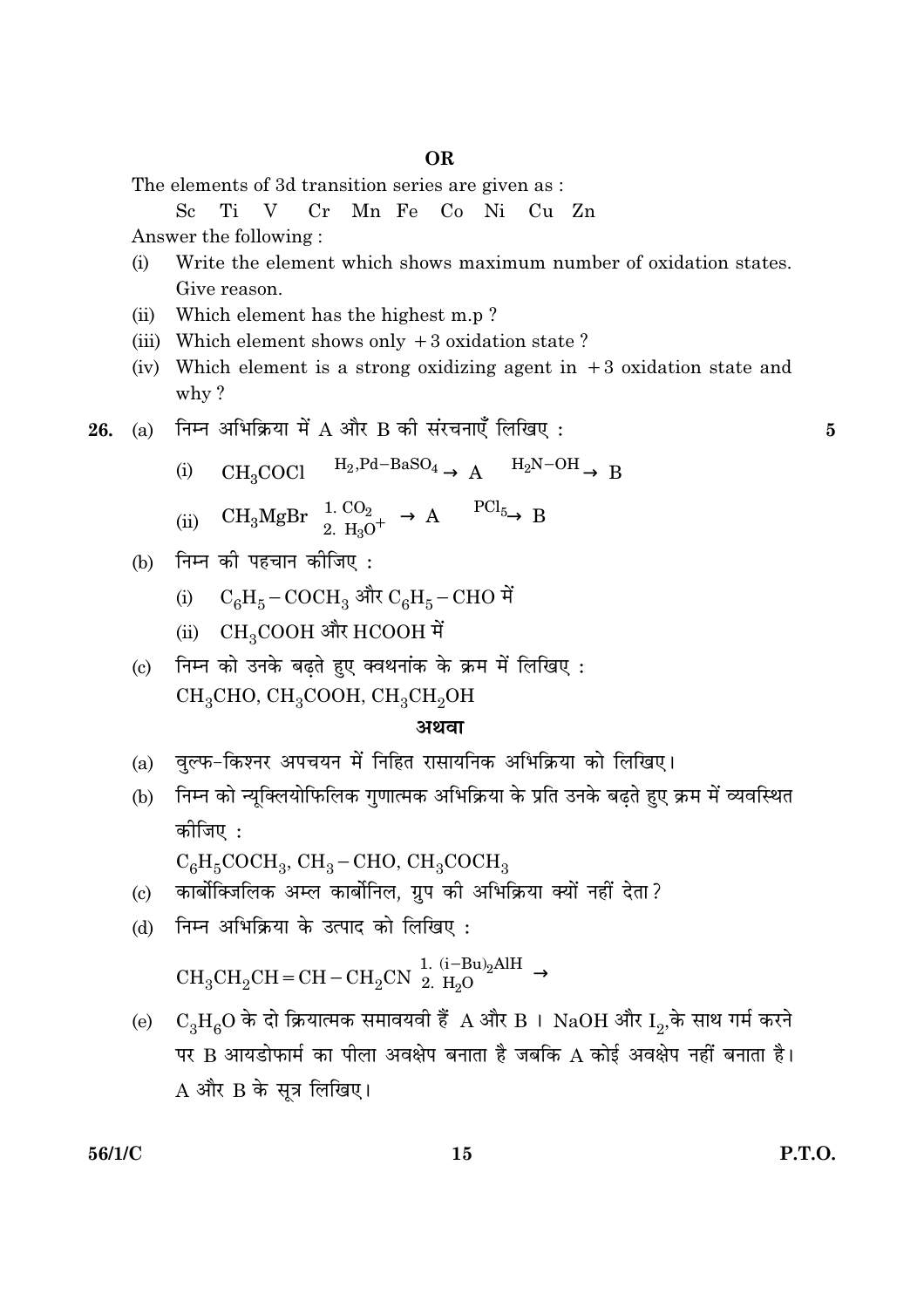**OR**

The elements of 3d transition series are given as :

Sc Ti V Cr Mn Fe Co Ni Cu Zn

Answer the following :

(i) Write the element which shows maximum number of oxidation states. Give reason.

(ii) Which element has the highest m.p ?

(iii) Which element shows only +3 oxidation state ?

(iv) Which element is a strong oxidizing agent in +3 oxidation state and why ?

**26.** (a) निम्न अभिक्रिया में A और B की संरचनाएँ लिखिए : **5**

(i) $CH_3COCl \xrightarrow{H_2, Pd-BaSO_4} A \xrightarrow{H_2N-OH} B$

(ii) $CH_3MgBr \xrightarrow[2.\ H_3O^+]{1.\ CO_2} A \xrightarrow{PCl_5} B$

(b) निम्न की पहचान कीजिए :

(i) $C_6H_5-COCH_3$ और $C_6H_5-CHO$ में

(ii) $CH_3COOH$ और $HCOOH$ में

(c) निम्न को उनके बढ़ते हुए क्वथनांक के क्रम में लिखिए :

$CH_3CHO$, $CH_3COOH$, $CH_3CH_2OH$

**अथवा**

(a) वुल्फ-किश्नर अपचयन में निहित रासायनिक अभिक्रिया को लिखिए।

(b) निम्न को न्यूक्लियोफिलिक गुणात्मक अभिक्रिया के प्रति उनके बढ़ते हुए क्रम में व्यवस्थित कीजिए :

$C_6H_5COCH_3$, $CH_3-CHO$, $CH_3COCH_3$

(c) कार्बोक्जिलिक अम्ल कार्बोनिल, ग्रुप की अभिक्रिया क्यों नहीं देता?

(d) निम्न अभिक्रिया के उत्पाद को लिखिए :

$CH_3CH_2CH=CH-CH_2CN \xrightarrow[2.\ H_2O]{1.\ (i-Bu)_2AlH}$

(e) $C_3H_6O$ के दो क्रियात्मक समावयवी हैं A और B । NaOH और $I_2$,के साथ गर्म करने पर B आयडोफार्म का पीला अवक्षेप बनाता है जबकि A कोई अवक्षेप नहीं बनाता है। A और B के सूत्र लिखिए।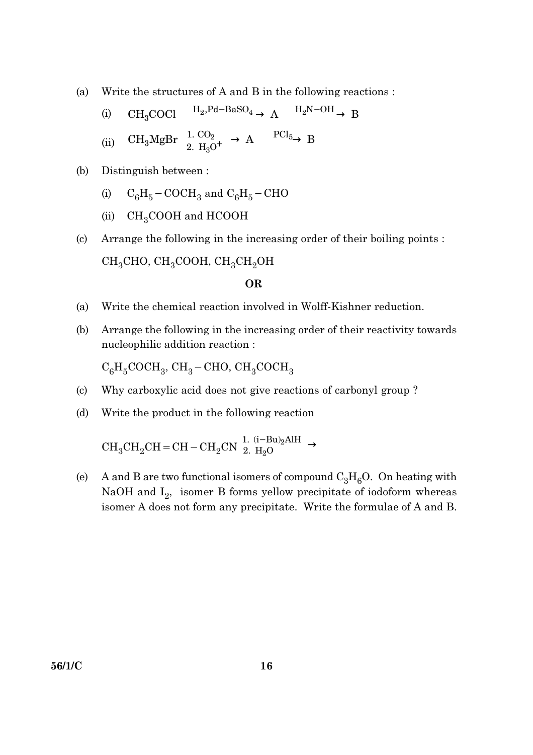(a) Write the structures of A and B in the following reactions :

(i) $CH_3COCl \xrightarrow{H_2, Pd-BaSO_4} A \xrightarrow{H_2N-OH} B$

(ii) $CH_3MgBr \xrightarrow[2.\ H_3O^+]{1.\ CO_2} A \xrightarrow{PCl_5} B$

(b) Distinguish between :

(i) $C_6H_5-COCH_3$ and $C_6H_5-CHO$

(ii) $CH_3COOH$ and $HCOOH$

(c) Arrange the following in the increasing order of their boiling points :

$CH_3CHO$, $CH_3COOH$, $CH_3CH_2OH$

**OR**

(a) Write the chemical reaction involved in Wolff-Kishner reduction.

(b) Arrange the following in the increasing order of their reactivity towards nucleophilic addition reaction :

$C_6H_5COCH_3$, $CH_3-CHO$, $CH_3COCH_3$

(c) Why carboxylic acid does not give reactions of carbonyl group ?

(d) Write the product in the following reaction

$CH_3CH_2CH=CH-CH_2CN \xrightarrow[2.\ H_2O]{1.\ (i-Bu)_2AlH}$

(e) A and B are two functional isomers of compound $C_3H_6O$. On heating with NaOH and $I_2$, isomer B forms yellow precipitate of iodoform whereas isomer A does not form any precipitate. Write the formulae of A and B.